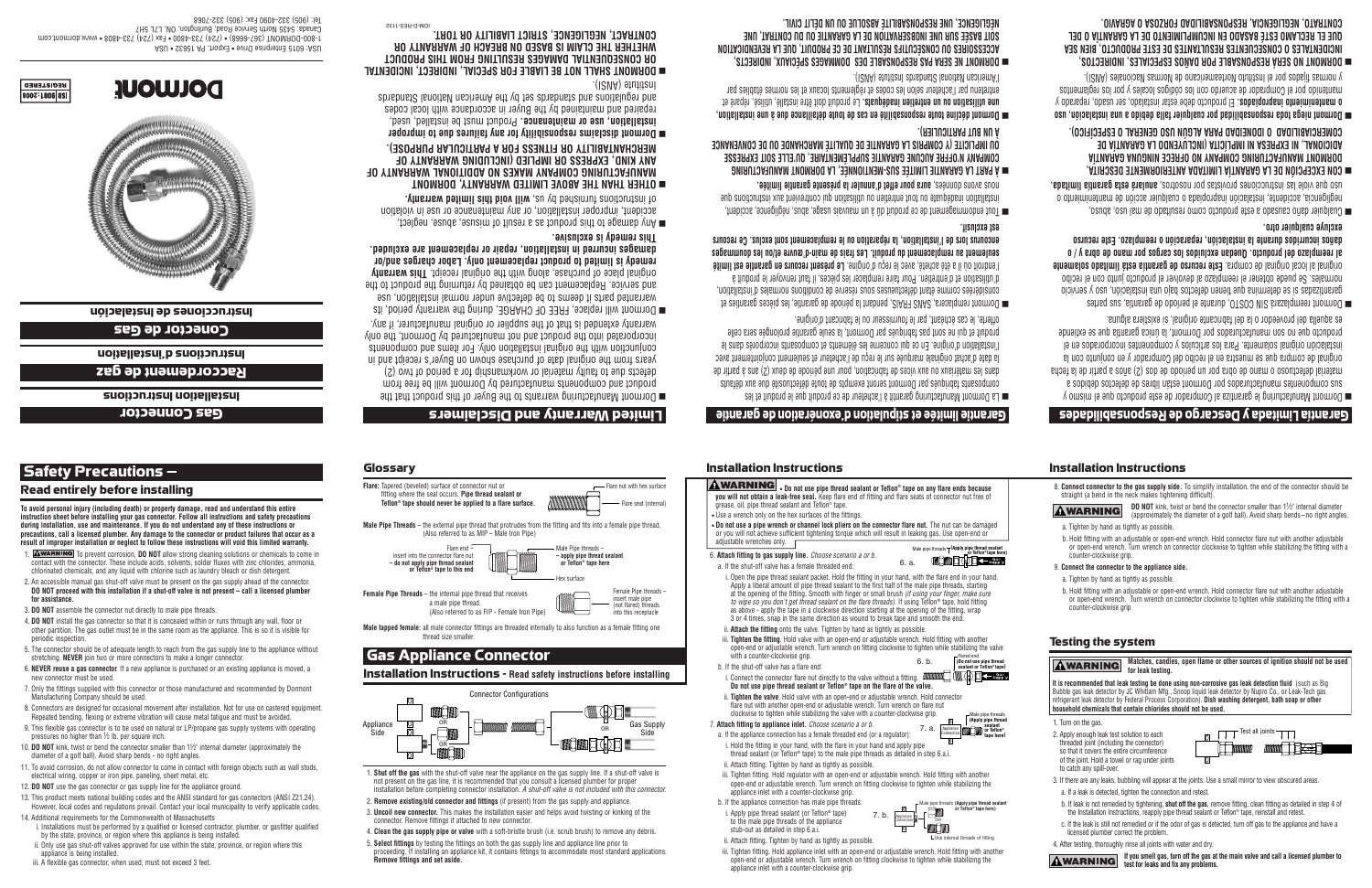# Gas Connector
## Installation Instructions

# Raccordement de gaz
## Instructions d'installation

# Conector de Gas
## Instrucciones de Instalación

**Dormont**

ISO 9001:2000 REGISTERED

USA: 6015 Enterprise Drive • Export, PA 15632 • USA
1-800-DORMONT (367-6668) • (724) 733-4800 • Fax (724) 733-4808 • www.dormont.com
Canada: 5430 North Service Road, Burlington, ON. L7L 5H7
Tel.: (905) 332-4090 Fax: (905) 332-7068

## Limited Warranty and Disclaimers

- Dormont Manufacturing warrants to the Buyer of this product that the product and components manufactured by Dormont will be free from defects due to faulty material or workmanship for a period of two (2) years from the original date of purchase shown on Buyer's receipt and in conjunction with the original installation only. For items and components incorporated into the product and not manufactured by Dormont, the only warranty extended is that of the supplier or original manufacturer, if any.
- Dormont will replace, FREE OF CHARGE, during the warranty period, its warranted parts it deems to be defective under normal installation, use and service. Replacement can be obtained by returning the product to the original place of purchase, along with the original receipt. **This warranty remedy is limited to product repair or replacement only. Labor charges and/or damages incurred in installation, repair or replacement are excluded. This remedy is exclusive.**
- Any damage to this product as a result of misuse, abuse, neglect, accident, improper installation, or any maintenance or use in violation of instructions furnished by us, **will void this limited warranty.**
- **OTHER THAN THE ABOVE LIMITED WARRANTY, DORMONT MANUFACTURING COMPANY MAKES NO ADDITIONAL WARRANTY OF ANY KIND, EXPRESS OR IMPLIED (INCLUDING WARRANTY OF MERCHANTABILITY OR FITNESS FOR A PARTICULAR PURPOSE).**
- **Dormont disclaims responsibility for any failures due to improper installation, use or maintenance.** Product must be installed, used, repaired and maintained by the Buyer in accordance with local codes and regulations and standards set by the American National Standards Institute (ANSI).
- **DORMONT SHALL NOT BE LIABLE FOR SPECIAL, INDIRECT, INCIDENTAL OR CONSEQUENTIAL DAMAGES RESULTING FROM THIS PRODUCT WHETHER THE CLAIM IS BASED ON BREACH OF WARRANTY OR CONTRACT, NEGLIGENCE, STRICT LIABILITY OR TORT.**

IOM-D-RES-1132

## Garantie limitée et stipulation d'exonération de garantie

- La Dormont Manufacturing garantit à l'acheteur de ce produit que le produit et les composants fabriqués par Dormont seront exempts de toute défectuosité due aux défauts dans les matériaux ou aux vices de fabrication, pour une période de deux (2) ans à partir de la date d'achat originale marquée sur le reçu de l'acheteur et seulement conjointement avec l'installation d'origine. En ce qui concerne les éléments et composants incorporés dans le produit et qui ne sont pas fabriqués par Dormont, la seule garantie prolongée sera celle offerte, le cas échéant, par le fournisseur ou le fabricant d'origine.
- Dormont remplacera, SANS FRAIS, pendant la période de garantie, les pièces garanties et considérées comme étant défectueuses sous réserve de conditions normales d'installation, d'utilisation et d'entretien. Pour faire remplacer les pièces, il faut renvoyer le produit à l'endroit où il a été acheté, avec le reçu d'origine. **Le présent recours en garantie est limité seulement au remplacement du produit. Les frais de main-d'œuvre et/ou les dommages encourus lors de l'installation, la réparation ou le remplacement sont exclus. Ce recours est exclusif.**
- Tout endommagement de ce produit dû à un mauvais usage, abus, négligence, accident, installation inadéquate ou tout entretien ou utilisation qui contrevient aux instructions que nous avons données, **aura pour effet d'annuler la présente garantie limitée.**
- **À PART LA GARANTIE LIMITÉE SUS-MENTIONNÉE, LA DORMONT MANUFACTURING COMPANY N'OFFRE AUCUNE GARANTIE SUPPLÉMENTAIRE, QU'ELLE SOIT EXPRESSE OU IMPLICITE (Y COMPRIS LA GARANTIE DE QUALITÉ MARCHANDE OU DE CONVENANCE À UN BUT PARTICULIER).**
- **Dormont décline toute responsabilité en cas de toute défaillance due à une installation, une utilisation ou un entretien inadéquats.** Le produit doit être installé, utilisé, réparé et entretenu par l'acheteur selon les codes et règlements locaux et les normes établies par l'American National Standards Institute (ANSI).
- **DORMONT NE SERA PAS RESPONSABLE DES DOMMAGES SPÉCIAUX, INDIRECTS, ACCESSOIRES OU CONSÉCUTIFS RÉSULTANT DE CE PRODUIT, QUE LA REVENDICATION SOIT BASÉE SUR UNE INOBSERVATION DE LA GARANTIE OU DU CONTRAT, UNE NÉGLIGENCE, UNE RESPONSABILITÉ ABSOLUE OU UN DÉLIT CIVIL.**

## Garantía Limitada y Descargo de Responsabilidades

- Dormont Manufacturing le garantiza al Comprador de este producto que el mismo y sus componentes manufacturados por Dormont están libres de defectos debidos a material defectuoso o mano de obra por un período de dos (2) años a partir de la fecha original de compra que se muestra en el recibo del Comprador y en conjunto con la instalación original solamente. Para los artículos y componentes incorporados en el producto que no son manufacturados por Dormont, la única garantía que se extiende es aquella del proveedor o la del fabricante original, si existiera alguna.
- Dormont reemplazará SIN COSTO, durante el período de garantía, sus partes garantizadas si se determina que tienen defectos bajo una instalación, uso y servicio normales. Se puede obtener el reemplazo al devolver el producto junto con el recibo original al local original de compra. **Este recurso de garantía está limitado solamente al reemplazo del producto. Quedan excluidos los cargos por mano de obra y / o daños incurridos durante la instalación, reparación o reemplazo. Este recurso excluye cualquier otro.**
- Cualquier daño causado a este producto como resultado de mal uso, abuso, negligencia, accidente, instalación inapropiada o cualquier acción de mantenimiento o uso que viole las instrucciones provistas por nosotros, **anulará esta garantía limitada.**
- **CON EXCEPCIÓN DE LA GARANTÍA LIMITADA ANTERIORMENTE DESCRITA, DORMONT MANUFACTURING COMPANY NO OFRECE NINGUNA GARANTÍA ADICIONAL, NI EXPRESA NI IMPLÍCITA (INCLUYENDO LA GARANTÍA DE COMERCIABILIDAD O IDONEIDAD PARA ALGÚN USO GENERAL O ESPECÍFICO).**
- **Dormont niega toda responsabilidad por cualquier falla debida a una instalación, uso o mantenimiento inapropiados.** El producto debe estar instalado, ser usado, reparado y mantenido por el Comprador de acuerdo con los códigos locales y por los reglamentos y normas fijados por el Instituto Norteamericano de Normas Nacionales (ANSI).
- **DORMONT NO SERÁ RESPONSABLE POR DAÑOS ESPECIALES, INDIRECTOS, INCIDENTALES O CONSECUENTES RESULTANTES DE ESTE PRODUCTO, BIEN SEA QUE EL RECLAMO ESTÉ BASADO EN INCUMPLIMIENTO DE LA GARANTÍA O DEL CONTRATO, NEGLIGENCIA, RESPONSABILIDAD FORZOSA O AGRAVIO.**

## Safety Precautions –

### Read entirely before installing

**To avoid personal injury (including death) or property damage, read and understand this entire instruction sheet before installing your gas connector. Follow all instructions and safety precautions during installation, use and maintenance. If you do not understand any of these instructions or precautions, call a licensed plumber. Any damage to the connector or product failures that occur as a result of improper installation or neglect to follow these instructions will void this limited warranty.**

1. **WARNING** To prevent corrosion, **DO NOT** allow strong cleaning solutions or chemicals to come in contact with the connector. These include acids, solvents, solder fluxes with zinc chlorides, ammonia, chlorinated chemicals, and any liquid with chlorine such as laundry bleach or dish detergent.
2. An accessible manual gas shut-off valve must be present on the gas supply ahead of the connector. **DO NOT proceed with this installation if a shut-off valve is not present – call a licensed plumber for assistance.**
3. **DO NOT** assemble the connector nut directly to male pipe threads.
4. **DO NOT** install the gas connector so that it is concealed within or runs through any wall, floor or other partition. The gas outlet must be in the same room as the appliance. This is so it is visible for periodic inspection.
5. The connector should be of adequate length to reach from the gas supply line to the appliance without stretching. **NEVER** join two or more connectors to make a longer connector.
6. **NEVER reuse a gas connector**. If a new appliance is purchased or an existing appliance is moved, a new connector must be used.
7. Only the fittings supplied with this connector or those manufactured and recommended by Dormont Manufacturing Company should be used.
8. Connectors are designed for occasional movement after installation. Not for use on castered equipment. Repeated bending, flexing or extreme vibration will cause metal fatigue and must be avoided.
9. This flexible gas connector is to be used on natural or LP/propane gas supply systems with operating pressures no higher than ½ lb. per square inch.
10. **DO NOT** kink, twist or bend the connector smaller than 1½" internal diameter (approximately the diameter of a golf ball). Avoid sharp bends - no right angles.
11. To avoid corrosion, do not allow connector to come in contact with foreign objects such as wall studs, electrical wiring, copper or iron pipe, paneling, sheet metal, etc.
12. **DO NOT** use the gas connector or gas supply line for the appliance ground.
13. This product meets national building codes and the ANSI standard for gas connectors (ANSI Z21.24). However, local codes and regulations prevail. Contact your local municipality to verify applicable codes.
14. Additional requirements for the Commonwealth of Massachusetts
    i. Installations must be performed by a qualified or licensed contractor, plumber, or gasfitter qualified by the state, province, or region where this appliance is being installed.
    ii. Only use gas shut-off valves approved for use within the state, province, or region where this appliance is being installed.
    iii. A flexible gas connector, when used, must not exceed 3 feet.

## Glossary

**Flare:** Tapered (beveled) surface of connector nut or fitting where the seal occurs. **Pipe thread sealant or Teflon® tape should never be applied to a flare surface.**

(Diagram labels: Flare nut with hex surface; Flare seat (internal))

**Male Pipe Threads** – the external pipe thread that protrudes from the fitting and fits into a female pipe thread. (Also referred to as MIP – Male Iron Pipe)

(Diagram labels: Flare end insert into the connector flare nut – **do not apply pipe thread sealant or Teflon® tape to this end**; Male Pipe threads – **apply pipe thread sealant or Teflon® tape here**; Hex surface)

**Female Pipe Threads** – the internal pipe thread that receives a male pipe thread. (Also referred to as FIP - Female Iron Pipe)

(Diagram label: Female Pipe threads – insert male pipe (not flared) threads into this receptacle)

**Male tapped female:** all male connector fittings are threaded internally to also function as a female fitting one thread size smaller.

## Gas Appliance Connector

### Installation Instructions - Read safety instructions before installing

Connector Configurations

(Diagram labels: Appliance Side; OR; Gas Supply Side)

1. **Shut off the gas** with the shut-off valve near the appliance on the gas supply line. If a shut-off valve is not present on the gas line, it is recommended that you consult a licensed plumber to perform installation before completing connector installation. *A shut-off valve is not included with this connector.*
2. **Remove existing/old connector and fittings** (if present) from the gas supply and appliance.
3. **Uncoil new connector.** This makes the installation easier and helps avoid twisting or kinking of the connector. Remove fittings if attached to new connector.
4. **Clean the gas supply pipe or valve** with a soft-bristle brush (i.e. scrub brush) to remove any debris.
5. **Select fittings** by testing the fittings on both the gas supply line and appliance line prior to proceeding. If installing a appliance kit, it contains fittings to accommodate most standard applications. **Remove fittings and set aside.**

## Installation Instructions

**WARNING** • **Do not use pipe thread sealant or Teflon® tape on any flare ends because you will not obtain a leak-free seal.** Keep flare end of fitting and flare seats of connector nut free of grease, oil, pipe thread sealant and Teflon® tape.

- Use a wrench only on the hex surfaces of the fittings.
- **Do not use a pipe wrench or channel lock pliers on the connector flare nut.** The nut can be damaged or you will not achieve sufficient tightening torque which will result in leaking gas. Use open-end or adjustable wrenches only.

6. **Attach fitting to gas supply line.** *Choose scenario a or b.*
   a. If the shut-off valve has a female threaded end:
      i. Open the pipe thread sealant packet. Hold the fitting in your hand, with the flare end in your hand. Apply a liberal amount of pipe thread sealant to the first half of the male pipe threads, starting at the opening of the fitting. Smooth with finger or small brush *(if using your finger, make sure to wipe so you don't get thread sealant on the flare threads).* If using Teflon® tape, hold fitting as above - apply the tape in a clockwise direction starting at the opening of the fitting, wrap 3 or 4 times, snap in the same direction as wound to break tape and smooth the end.
      ii. **Attach the fitting** onto the valve. Tighten by hand as tightly as possible.
      iii. **Tighten the fitting.** Hold valve with an open-end or adjustable wrench. Hold fitting with another open-end or adjustable wrench. Turn wrench on fitting clockwise to tighten while stabilizing the valve with a counter-clockwise grip.

   (6. a. diagram label: Male pipe threads **(Apply pipe thread sealant or Teflon® tape here)**)

   b. If the shut-off valve has a flare end:
      i. Connect the connector flare nut directly to the valve without a fitting. **Do not use pipe thread sealant or Teflon® tape on the flare of the valve.**
      ii. **Tighten the valve.** Hold valve with an open-end or adjustable wrench. Hold connector flare nut with another open-end or adjustable wrench. Turn wrench on flare nut clockwise to tighten while stabilizing the valve with a counter-clockwise grip.

   (6. b. diagram label: Flared end **(do not use pipe thread sealant or Teflon® tape)**)

7. **Attach fitting to appliance inlet.** *Choose scenario a or b.*
   a. If the appliance connection has a female threaded end (or a regulator):
      i. Hold the fitting in your hand, with the flare in your hand and apply pipe thread sealant (or Teflon® tape) to the male pipe threads as detailed in step 6.a.i.
      ii. Attach fitting. Tighten by hand as tightly as possible.
      iii. Tighten fitting. Hold regulator with an open-end or adjustable wrench. Hold fitting with another open-end or adjustable wrench. Turn wrench on fitting clockwise to tighten while stabilizing the appliance inlet with a counter-clockwise grip.

   (7. a. diagram labels: Appliance Connection; Male pipe threads **(Apply pipe thread sealant or Teflon® tape here)**)

   b. If the appliance connection has male pipe threads:
      i. Apply pipe thread sealant (or Teflon® tape) to the male pipe threads of the appliance stub-out as detailed in step 6.a.i.
      ii. Attach fitting. Tighten by hand as tightly as possible.
      iii. Tighten fitting. Hold appliance inlet with an open-end or adjustable wrench. Hold fitting with another open-end or adjustable wrench. Turn wrench on fitting clockwise to tighten while stabilizing the appliance inlet with a counter-clockwise grip.

   (7. b. diagram labels: Appliance Connection; Male pipe threads **(Apply pipe thread sealant or Teflon® tape here)**; Use internal threads of fitting)

## Installation Instructions

8. **Connect connector to the gas supply side.** To simplify installation, the end of the connector should be straight (a bend in the neck makes tightening difficult).

   **WARNING** **DO NOT** kink, twist or bend the connector smaller than 1½" internal diameter (approximately the diameter of a golf ball). Avoid sharp bends—no right angles.

   a. Tighten by hand as tightly as possible.
   b. Hold fitting with an adjustable or open-end wrench. Hold connector flare nut with another adjustable or open-end wrench. Turn wrench on connector clockwise to tighten while stabilizing the fitting with a counter-clockwise grip.

9. **Connect the connector to the appliance side.**
   a. Tighten by hand as tightly as possible.
   b. Hold fitting with an adjustable or open-end wrench. Hold connector flare nut with another adjustable or open-end wrench. Turn wrench on connector clockwise to tighten while stabilizing the fitting with a counter-clockwise grip

## Testing the system

**WARNING** **Matches, candles, open flame or other sources of ignition should not be used for leak testing.**

**It is recommended that leak testing be done using non-corrosive gas leak detection fluid** (such as Big Bubble gas leak detector by JC Whitlam Mfg., Snoop liquid leak detector by Nupro Co., or Leak-Tech gas refrigerant leak detector by Federal Process Corporation). **Dish washing detergent, bath soap or other household chemicals that contain chlorides should not be used.**

1. Turn on the gas.
2. Apply enough leak test solution to each threaded joint (including the connector) so that it covers the entire circumference of the joint. Hold a towel or rag under joints to catch any spill-over.

   (Diagram label: Test all joints)

3. If there are any leaks, bubbling will appear at the joints. Use a small mirror to view obscured areas.
   a. If a leak is detected, tighten the connection and retest.
   b. If leak is not remedied by tightening, **shut off the gas**, remove fitting, clean fitting as detailed in step 4 of the Installation Instructions, reapply pipe thread sealant or Teflon® tape, reinstall and retest.
   c. If the leak is still not remedied or if the odor of gas is detected, turn off gas to the appliance and have a licensed plumber correct the problem.
4. After testing, thoroughly rinse all joints with water and dry.

**WARNING** **If you smell gas, turn off the gas at the main valve and call a licensed plumber to test for leaks and fix any problems.**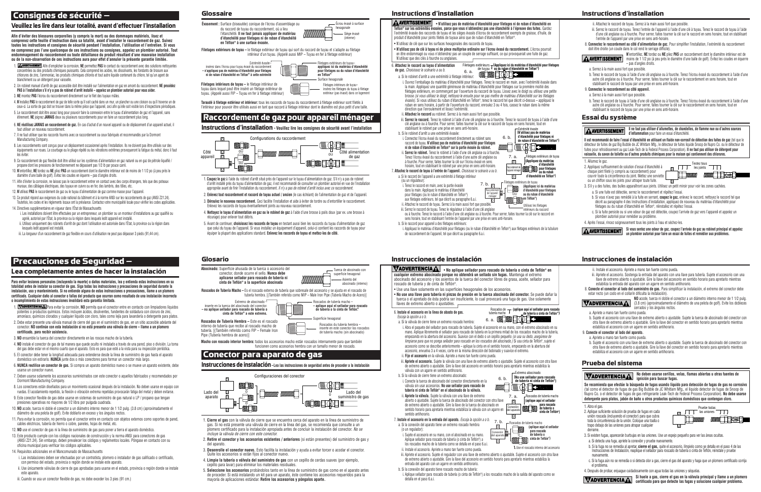# Consignes de sécurité –

## Veuillez les lire dans leur totalité, avant d'effectuer l'installation

**Afin d'éviter des blessures corporelles (y compris la mort) ou des dommages matériels, lisez et comprenez cette feuille d'instruction dans sa totalité, avant d'installer le raccordement de gaz. Suivez toutes les instructions et consignes de sécurité pendant l'installation, l'utilisation et l'entretien. Si vous ne comprenez pas l'une quelconque de ces instructions ou précautions, appelez un plombier autorisé. Tout endommagement du raccordement ou toute défaillance du produit résultant d'une mauvaise installation ou de la non-observation de ces instructions aura pour effet d'annuler la présente garantie limitée.**

1. **AVERTISSEMENT** Afin d'empêcher la corrosion, **NE** permettez **PAS** le contact du raccordement avec des solutions nettoyantes concentrées ou des produits chimiques puissants. Cela comprend les acides, les dissolvants, les fondants de soudure, les chlorures de zinc, l'ammoniac, les produits chimiques chlorés et tout autre liquide contenant du chlore, tel qu'un agent de blanchiment ou un détergent pour vaisselle.
2. Un robinet manuel d'arrêt de gaz accessible doit être installé sur l'alimentation en gaz en amont du raccordement. **NE PROCÉDEZ PAS à l'installation s'il n'y a pas de robinet d'arrêt installé – appelez un plombier autorisé pour vous aider.**
3. **NE** montez **PAS** le raccordement directement sur le filet des tuyaux mâles.
4. **N'**installez **PAS** le raccordement de gaz de telle sorte qu'il soit caché dans un mur, un plancher ou une cloison ou qu'il traverse un de ceux-ci. La sortie de gaz doit se trouver dans la même pièce que l'appareil, pour qu'elle soit visible lors d'inspections périodiques.
5. Le raccordement doit être assez long pour pouvoir faire la connexion entre le tuyau d'alimentation de gaz et l'appareil, sans étirement. **NE** joignez **JAMAIS** deux ou plusieurs raccordements pour en faire un raccordement plus long.
6. **NE réutilisez JAMAIS un raccordement de gaz.** En cas d'achat d'un nouvel appareil ou de déplacement d'un appareil utilisé, il faut utiliser un nouveau raccordement.
7. Il ne faut utiliser que les raccords fournis avec ce raccordement ou ceux fabriqués et recommandés par la Dormont Manufacturing Company.
8. Les raccordements sont conçus pour un déplacement occasionnel après l'installation. Ils ne doivent pas être utilisés sur des équipements sur roues. Le courbage ou le pliage répété ou les vibrations extrêmes provoqueront la fatigue du métal, donc il faut les éviter.
9. Ce raccordement de gaz flexible doit être utilisé sur les systèmes d'alimentation en gaz naturel ou en gaz de pétrole liquéfié / propane dont les pressions de fonctionnement ne dépassent pas 1/2 lb par pouce carré.
10. **N'**entortillez, **NE** tordez ou **NE** pliez **PAS** un raccordement dont le diamètre intérieur est de moins de 1 1/2 po (à peu près le diamètre d'une balle de golf). Évitez les coudes en équerre – pas d'angles droits.
11. Afin d'éviter la corrosion, ne laissez pas le raccordement entrer en contact avec des corps étrangers, tels que des poteaux muraux, des câblages électriques, des tuyaux en cuivre ou en fer, des lambris, des tôles, etc.
12. **N'**utilisez **PAS** le raccordement de gaz ou le tuyau d'alimentation de gaz comme masse pour l'appareil.
13. Ce produit répond aux exigences du code national du bâtiment et à la norme ANSI sur les raccordements de gaz (ANSI Z21.24). Toutefois, les codes et les règlements locaux ont la préséance. Contactez votre municipalité locale pour vérifier les codes applicables.
14. Directives supplémentaires en vigueur dans l'État de Massachusetts
    i. Les installations doivent être effectuées par un entrepreneur, un plombier ou un monteur d'installations au gaz qualifié ou agréé, autorisé par l'État, la province ou la région dans lesquels l'appareil est installé.
    ii. Utilisez uniquement des robinets d'arrêt de gaz dont l'utilisation est autorisée dans l'État, la province ou la région dans lesquels l'appareil est installé.
    iii. La longueur d'un raccordement de gaz flexible en cours d'utilisation ne peut pas dépasser 3 pieds (91,44 cm).

## Glossaire

**Évasement :** Surface (biseautée) conique de l'écrou d'assemblage ou du raccord de tuyau du raccordement, où a lieu l'étanchéité. **Il ne faut jamais appliquer de matériau d'étanchéité pour filetages ni de ruban d'étanchéité en Teflon® à une surface évasée.**

Écrou évasé à surface hexagonale
Siège évasé (interne)

**Filetages extérieurs de tuyau –** le filetage extérieur de tuyau qui sort du raccord de tuyau et s'adapte au filetage intérieur d'un tuyau. (Appelé aussi MIP – Tuyau en fer à filetage extérieur)

Extrémité évasée – insérez dans l'écrou pour tuyau évasé du raccordement – **n'appliquez pas de matériau d'étanchéité pour filetages ni de ruban d'étanchéité en Teflon® à cette extrémité**

Filetages extérieurs de tuyau – **appliquez ici du matériau d'étanchéité pour filetages ou du ruban d'étanchéité en Teflon®**

Surface hexagonale

**Filetages intérieurs de tuyau –** le filetage intérieur de tuyau dans lequel peut être inséré un filetage extérieur de tuyau. (Appelé aussi FIP – Tuyau en fer à filetage intérieur)

Filetages intérieurs de tuyau – insérez les filetages du tuyau à filetage extérieur (pas évasé) dans ce logement

**Taraudé à filetage extérieur et intérieur:** tous les raccords de tuyau du raccordement à filetage extérieur sont filetés à l'intérieur pour pouvoir être utilisés aussi en tant que raccord à filetage intérieur dont le filetage est plus petit que la taille.

# Raccordement de gaz pour appareil ménager

## Instructions d'installation - Veuillez lire les consignes de sécurité avant l'installation

Configurations du raccordement
Côté appareil
ou
ou
Côté alimentation de gaz

1. **Coupez le gaz** à l'aide du robinet d'arrêt situé près de l'appareil sur le tuyau d'alimentation de gaz. S'il n'y a pas de robinet d'arrêt installé près de l'appareil à raccorder, il est recommandé de consulter un plombier autorisé en vue de l'installation appropriée avant de finir l'installation du raccordement. *Il n'y a pas de robinet d'arrêt inclus avec ce raccordement.*
2. **Enlevez tout raccordement et raccord de tuyau actuel / ancien** (le cas échéant) de l'alimentation de gaz et de l'appareil.
3. **Déroulez le nouveau raccordement.** Ceci facilite l'installation et aide à éviter de tordre ou d'entortiller le raccordement. Enlevez les raccords de tuyau éventuellement joints au nouveau raccordement.
4. **Nettoyez le tuyau d'alimentation en gaz ou le robinet de gaz** à l'aide d'une petite brosse à poils doux (par ex. une brosse à récurage) pour enlever tout débris.
5. Avant de continuer, **choisissez les raccords de tuyau** en testant aussi bien les raccords du tuyau d'alimentation de gaz que ceux du tuyau de l'appareil. Si vous installez un équipement d'appareil, celui-ci contient les raccords de tuyau pour équiper la plupart des applications standard. **Enlevez les raccords de tuyau et mettez-les de côté.**

## Instructions d'installation

**AVERTISSEMENT** • **N'utilisez pas de matériau d'étanchéité pour filetages ni de ruban d'étanchéité en Teflon® sur les extrémités évasées, parce que vous n'obtiendrez pas une étanchéité à l'épreuve des fuites.** Gardez l'extrémité évasée des raccords de tuyau et les sièges évasés d'écrou de raccordement exempts de graisse, d'huile, de produit d'étanchéité pour joints filetés de tuyaux ainsi que de ruban d'étanchéité en Teflon®.

- N'utilisez de clé que sur les surfaces hexagonales des raccords de tuyau.
- **N'utilisez pas de clé à tuyau ni de pince multiprise ordinaire sur l'écrou évasé du raccordement.** L'écrou pourrait en être endommagé ou vous n'obtiendriez pas un couple de serrage suffisant, ce qui provoquerait une fuite de gaz. N'utilisez que des clés à fourche ou anglaises.

6. **Attachez le raccord au tuyau d'alimentation de gaz.** *Choisissez le scénario a ou b.*

   6. a. Filetages extérieurs de tuyau (**Appliquez ici du matériau d'étanchéité pour filetages ou du ruban d'étanchéité en Teflon®**)

   a. Si le robinet d'arrêt a une extrémité à filetage intérieur :
      i. Ouvrez l'emballage du matériau d'étanchéité pour filetages. Tenez le raccord en main, avec l'extrémité évasée dans la main. Appliquez une quantité généreuse de matériau d'étanchéité pour filetages sur la partie extérieure mâle des filetages extérieurs, en commençant par l'extrémité du raccord. Lissez avec le doigt ou utilisez une petite brosse *(si vous utilisez le doigt, nettoyez-le ensuite pour ne pas mettre de matériau d'étanchéité sur les filetages évasés).* Si vous utilisez du ruban d'étanchéité en Teflon®, tenez le raccord tel que décrit ci-dessus – appliquez le ruban en sens horaire, tout en gardant un léger tirant sur le ruban. Enroulez 3 ou 4 fois, cassez-le ruban dans la même direction que l'enroulement et lissez l'extrémité.
      ii. **Attachez le raccord** au robinet. Serrez à la main aussi fort que possible.
      iii. **Serrez le raccord.** Tenez le robinet à l'aide d'une clé anglaise ou à fourche. Tenez le raccord de tuyau à l'aide d'une clé anglaise ou à fourche. Pour serrer, faites tourner la clé sur le raccord de tuyau en sens horaire, tout en stabilisant le robinet pour une prise en sens anti-horaire.

   b. Si le robinet d'arrêt a une extrémité évasée :

   6. b. Extrémité évasée (**N'utilisez pas de matériau d'étanchéité pour filetages ni de ruban d'étanchéité en Teflon®**)

      i. Connectez l'écrou évasé du raccordement directement au robinet sans raccord de tuyau. **N'utilisez pas de matériau d'étanchéité pour filetages ni de ruban d'étanchéité en Teflon® sur la partie évasée du robinet.**
      ii. **Serrez le robinet.** Tenez le robinet à l'aide d'une clé anglaise ou à fourche. Tenez l'écrou évasé du raccordement à l'aide d'une autre clé anglaise ou à fourche. Pour serrer, faites tourner la clé sur l'écrou évasé en sens horaire, tout en stabilisant le robinet pour une prise en sens anti-horaire.

7. **Attachez le raccord de tuyau à l'entrée de l'appareil.** *Choisissez le scénario a ou b.*

   7. a. Raccordement de l'appareil ménager; Filetages extérieurs de tuyau (**Appliquez du matériau d'étanchéité pour filetages ou du ruban d'étanchéité en Teflon®**)

   a. Si le raccord d'appareil a une extrémité à filetage intérieur (ou un régulateur) :
      i. Tenez le raccord en main, avec la partie évasée dans la main. Appliquez le matériau d'étanchéité pour filetages (ou le ruban d'étanchéité en Teflon®) aux filetages extérieurs, tel que décrit au paragraphe 6.a.i.
      ii. Attachez le raccord de tuyau. Serrez à la main aussi fort que possible.
      iii. Serrez le raccord de tuyau. Tenez le régulateur à l'aide d'une clé anglaise ou à fourche. Tenez le raccord à l'aide d'une clé anglaise ou à fourche. Pour serrer, faites tourner la clé sur le raccord de tuyau en sens horaire, tout en stabilisant le robinet pour une prise en sens anti-horaire.

   7. b. Raccordement de l'appareil ménager; Filetages extérieurs de tuyau (**Appliquez ici du matériau d'étanchéité pour filetages ou du ruban d'étanchéité en Teflon®**); Utilisez les filetages intérieurs du raccord

   b. Si le raccord possède à des filetages extérieurs :
      i. Appliquez le matériau d'étanchéité pour filetages (ou le ruban d'étanchéité en Teflon®) aux filetages extérieurs de la tubulure de raccordement de l'appareil, tel que décrit au paragraphe 6.a.i.
      ii. Attachez le raccord au tuyau. Serrez à la main aussi fort que possible.
      iii. Serrez le raccord au tuyau. Tenez l'entrée de l'appareil à l'aide d'une clé anglaise ou à fourche. Tenez le raccord de tuyau à l'aide d'une autre clé anglaise ou à fourche. Pour serrer, faites tourner la clé sur le raccord de tuyau en sens horaire, tout en stabilisant l'entrée de l'appareil pour une prise en sens anti-horaire.

8. **Connectez le raccordement au côté d'alimentation de gaz.** Pour simplifier l'installation, l'extrémité du raccordement doit être droite (un coude dans le col rend le serrage difficile).

   **AVERTISSEMENT** **N'**entortillez, **NE** tordez ou **NE** pliez **PAS** un raccordement dont le diamètre intérieur est de moins de 1 1/2 po (à peu près le diamètre d'une balle de golf). Évitez les coudes en équerre – pas d'angles droits.

   a. Serrez à la main aussi fort que possible.
   b. Tenez le raccord de tuyau à l'aide d'une clé anglaise ou à fourche. Tenez l'écrou évasé du raccordement à l'aide d'une autre clé anglaise ou à fourche. Pour serrer, faites tourner la clé sur l'écrou évasé en sens horaire, tout en stabilisant le raccord de tuyau pour une prise en sens anti-horaire.

9. **Connectez le raccordement au côté appareil.**
   a. Serrez à la main aussi fort que possible.
   b. Tenez le raccord de tuyau à l'aide d'une clé anglaise ou à fourche. Tenez l'écrou évasé du raccordement à l'aide d'une autre clé anglaise ou à fourche. Pour serrer, faites tourner la clé sur l'écrou évasé en sens horaire, tout en stabilisant le raccord de tuyau pour une prise en sens anti-horaire.

## Essai du système

**AVERTISSEMENT** **Il ne faut pas utiliser d'allumettes, de chandelles, de flamme nue ou d'autres sources d'inflammation** pour faire un essai d'étanchéité.

**Il est recommandé de faire l'essai d'étanchéité en utilisant un fluide non-corrosif de détection des fuites de gaz** (tel que le détecteur de fuites de gaz Big Bubble de JC Whitlam Mfg., le détecteur de fuites liquide Snoop de Nupro Co. ou le détecteur de fuites pour refroidissement au gaz Leak-Tech de la Federal Process Corporation). **Il ne faut pas utiliser de détergent pour vaisselle, du savon de toilette ou d'autres produits chimiques pour la maison qui contiennent des chlorures.**

1. Allumez le gaz.
2. Appliquez suffisamment de solution d'essai d'étanchéité à chaque joint fileté (y compris au raccordement) pour couvrir toute la circonférence du joint. Mettez une serviette ou un chiffon sous les joints pour attraper toute fuite.

   Testez tous les joints

3. S'il y a des fuites, des bulles apparaîtront aux joints. Utilisez un petit miroir pour voir les zones cachées.
   a. Si une fuite est détectée, serrez le raccordement et répétez l'essai.
   b. Si vous n'avez pas remédié à la fuite en serrant, **coupez le gaz**, enlevez le raccord, nettoyez le raccord tel que décrit au paragraphe 4 des Instructions d'installation, appliquez de nouveau du matériau d'étanchéité pour filetages ou du ruban d'étanchéité en Teflon®, réinstallez et répétez l'essai.
   c. Si la fuite persiste ou si une odeur de gaz est détectée, coupez l'arrivée de gaz vers l'appareil et appelez un plombier autorisé pour remédier au problème.
4. Après l'essai, rincez soigneusement tous les joints à l'eau et séchez-les.

**AVERTISSEMENT** **Si vous sentez une odeur de gaz, coupez l'arrivée de gaz au robinet principal et appelez un plombier autorisé pour faire un essai de fuites et remédier aux problèmes.**

# Precauciones de Seguridad –

## Lea completamente antes de hacer la instalación

**Para evitar lesiones personales (incluyendo la muerte) o daños materiales, lea y entienda estas instrucciones en su totalidad antes de instalar su conector de gas. Siga todas las instrucciones y precauciones de seguridad durante la instalación, uso y mantenimiento. Si no entiende alguna de estas instrucciones o precauciones, llame a un plomero certificado. Cualquier daño al conector o fallas del producto que ocurran como resultado de una instalación incorrecta o incumplimiento de estas instrucciones invalidará esta garantía limitada.**

1. **ADVERTENCIA** Para evitar la corrosión, **NO** permita que el conector entre en contacto con limpiadores líquidos potentes o productos químicos. Estos incluyen ácidos, disolventes, fundentes de soldadura con cloruro de zinc, amoníaco, productos químicos clorados o cualquier líquido con cloro, tales como lejía para blanquear o detergente para platos.
2. Debe estar presente una válvula manual de cierre del gas en el suministro de gas, en un sitio accesible adelante del conector. **NO continúe con esta instalación si no está presente una válvula de cierre – llame a un plomero certificado, para recibir asistencia.**
3. **NO** ensamble la tuerca del conector directamente en las roscas macho de la tubería.
4. **NO** instale el conector de gas de tal manera que quede oculto ni instalado a través de una pared, piso o división. La toma del gas debe estar en el mismo cuarto que el aparato. Esto es para que esté a la vista para su inspección periódica.
5. El conector debe tener la longitud adecuada para extenderse desde la línea de suministro de gas hasta el aparato doméstico sin estirarlo. **NUNCA** junte dos o más conectores para formar un conector más largo.
6. **NUNCA reutilice un conector de gas.** Si compra un aparato doméstico nuevo o se mueve un aparato existente, debe usarse un conector nuevo.
7. Deben usarse solamente los accesorios suministrados con este conector o aquellos fabricados y recomendados por Dormont Manufacturing Company.
8. Los conectores están diseñados para un movimiento ocasional después de la instalación. No deben usarse en equipo con ruedas. El acodamiento repetido, la flexión o vibración extrema repetidas provocarán fatiga del metal y deben evitarse.
9. Este conector flexible de gas debe usarse en sistemas de suministro de gas natural o LP / propano que tengan presiones operativas no mayores de 1/2 libra por pulgada cuadrada.
10. **NO** acode, tuerza ni doble el conector a un diámetro interno menor de 1 1/2 pulg. (3.8 cm) (aproximadamente el diámetro de una pelota de golf). Evite doblarlo en exceso y los ángulos rectos.
11. Para evitar la corrosión, no permita que el conector entre en contacto con objetos externos como soportes de pared, cables eléctricos, tubería de hierro o cobre, paneles, hojas de metal, etc.
12. **NO** use el conector de gas ni la línea de suministro de gas para poner a tierra el aparato doméstico.
13. Este producto cumple con los códigos nacionales de construcción y la norma ANSI para conectores de gas (ANSI Z21.24). Sin embargo, deben prevalecer los códigos y reglamentos locales. Póngase en contacto con su oficina municipal para verificar los códigos aplicables.
14. Requisitos adicionales en el Mancomunado de Massachusetts
    i. Las instalaciones deben ser efectuadas por un contratista, plomero o instalador de gas calificado o certificado, con permiso del estado, provincia o región donde se instale este aparato.
    ii. Use únicamente válvulas de cierre de gas aprobadas para usarse en el estado, provincia o región donde se instale este aparato.
    iii. Cuando se usa un conector flexible de gas, no debe exceder los 3 pies (91 cm).

## Glosario

**Abocinado:** Superficie ahusada de la tuerca o accesorio del conector, donde ocurre el sello. **Nunca debe aplicarse sellador para roscado de tubería ni cinta de Teflon® a la superficie abocinada**

Tuerca de abocinado con superficie hexagonal
Asiento del abocinado (interno)

**Roscados de Tubería Macho –** Es el roscado externo de tubería que sobresale del accesorio y se ajusta en el roscado de tubería hembra. [(También referido como MIP – Male Iron Pipe (Tubería Hacho de Acero)]

Extremo de abocinado – inserte en la tuerca del abocinado del conector. – **no aplique sellador para roscado de tubería ni cinta de Teflon® a este extremo.**

Roscados de tubería macho – **aplique aquí el sellador para roscado de tubería o la cinta de Teflon®**

Superficie hexagonal

**Roscados de Tubería Hembra –** Este es el roscado interno de tubería que recibe al roscado macho de tubería. [(También referido como FIP – Female Iron Pipe (Tubería hembra de acero)]

Roscados du tubería hembra – inserte en este conector los roscados de tubería macho (sin abocinado)

**Macho con roscado interior hembra:** todos los accesorios macho están roscados internamente para que también funcionen como accesorios hembra con un tamaño menor de roscado.

# Conector para aparato de gas

## Instrucciones de instalación –Lea las instrucciones de seguridad antes de proceder a la instalación

Configuraciones del conector
Lado del aparato
O
O
Lado del suministro de gas

1. **Cierre el gas** con la válvula de cierre que se encuentra cerca del aparato en la línea de suministro de gas. Si no está presente una válvula de cierre en la línea del gas, se recomienda que consulte a un plomero certificado para la instalación apropiada antes de concluir la instalación del conector. *No se incluye la válvula de cierre con este conector.*
2. **Retire el conector y los accesorios existentes / anteriores** (si están presentes) del suministro de gas y del aparato.
3. **Desenrolle el conector nuevo.** Esto facilita la instalación y ayuda a evitar torcer o acodar el conector. Quite los accesorios si están fijos al conector nuevo.
4. **Limpie la tubería o válvula del suministro de gas** con un cepillo de cerdas suaves (por ejemplo, cepillo para fregar) para eliminar los materiales residuales.
5. **Seleccione los accesorios** probándolos tanto en la línea de suministro de gas como en el aparato antes de proceder. Si está instalando un kit para un aparato, éste contiene los accesorios requeridos para la mayoría de aplicaciones estándar. **Retire los accesorios y póngalos aparte.**

## Instrucciones de instalación

**ADVERTENCIA** • **No aplique sellador para roscado de tubería o cinta de Teflon® en cualquier extremo abocinado porque no obtendrá un sellado sin fugas.** Mantenga el extremo abocinado del accesorio y los asientos de la tuerca del conector libres de grasa, aceite, sellador para roscado de tubería y de cinta de Teflon®.

- Use una llave solamente en las superficies hexagonales de los accesorios.
- **No use una llave para tubería ni pinzas de presión en la tuerca abocinada del conector.** Se puede dañar la tuerca o el apretado de ésta podría ser insuficiente, lo cual provocará una fuga de gas. Use solamente llaves de extremo abierto o ajustables.

6. **Instale el accesorio en la línea de abasto de gas.** *Escoja la opción a o b.*

   6. a. Roscados de tubería macho (**aplique aquí el sellador para roscado de tubería ni cinta de Teflon®**)

   a. Si la válvula de cierre tiene un extremo roscado hembra:
      i. Abra el paquete del sellador para roscado de tubería. Sujete el accesorio en su mano, con el extremo abocinado en su mano. Aplique libremente el sellador para roscado de tubería en la porción exterior macho de la tubería, empezando en la abertura del accesorio. Suavice con el dedo o un cepillo pequeño *(si usa su dedo, asegúrese de limpiarse para que no ponga sellador para roscado en los roscados del abocinado.)* Si usa cinta de Teflon®, sujete el accesorio como se describe anteriormente – aplique la cinta en el sentido horario, empezando en la abertura del accesorio, envuélva 3 a 4 veces, corte en la dirección del bobinado y suavice el extremo.
      ii. **Fije el accesorio** en la válvula. Apriete a mano tan fuerte como pueda.
      iii. **Apriete el accesorio.** Sujete la válvula con una llave de extremo abierto o ajustable. Sujete el accesorio con otra llave de extremo abierto o ajustable. Gire la llave del accesorio en sentido horario para apretarlo mientras estabiliza la válvula con un agarre en sentido antihorario.

   b. Si la válvula de cierre tiene un extremo abocinado:

   6. b. Extremo abocinado (**No use sellador para roscado de tubería ni cinta de Teflon®**)

      i. Conecte la tuerca de abocinado del conector directamente en la válvula sin usar accesorios. **No use sellador para roscado de tubería ni cinta de Teflon® en el abocinado de la válvula.**
      ii. **Apriete la válvula.** Sujete la válvula con una llave de extremo abierto o ajustable. Sujete la tuerca de abocinado del conector con otra llave de extremo abierto o ajustable. Gire la llave de la tuerca de abocinado en sentido horario para apretarla mientras estabiliza la válvula con un agarre en sentido antihorario.

7. **Instale el accesorio en la entrada del aparato.** *Escoja la opción a o b.*

   7. a. Conexión del aparato; Roscados de tubería macho (**aplique aquí el sellador para roscado de tubería o cinta de Teflon®**)

   a. Si la conexión del aparato tiene un extremo roscado hembra (o un regulador):
      i. Sujete el accesorio en su mano, con el abocinado en su mano. Aplique sellador para roscado de tubería (o cinta de Teflon®) a los roscados macho de la tubería como se detalla en el paso 6.a.i.
      ii. Instale el accesorio. Apriete a mano tan fuerte como pueda.
      iii. Apriete el accesorio. Sujete el regulador con una llave de extremo abierto o ajustable. Sujete el accesorio con otra llave de extremo abierto o ajustable. Gire la llave del accesorio en sentido horario para apretarlo mientras estabiliza la entrada del aparato con un agarre en sentido antihorario.

   7. b. Conexión del aparato; Roscados de tubería macho (**aplique aquí el sellador para roscado de tubería o cinta de Teflon®**); Use el roscado interno del accesorio

   b. Si la conexión del aparato tiene roscado macho de tubería:
      i. Aplique sellador para roscado de tubería (o cinta de Teflon®) a los roscados macho de la salida del aparato como se detalla en el paso 6.a.i.
      ii. Instale el accesorio. Apriete a mano tan fuerte como pueda.
      iii. Apriete el accesorio. Sostenga la entrada del aparato con una llave para tubería. Sujete el accesorio con una llave de extremo abierto o ajustable. Gire la llave del accesorio en sentido horario para apretarlo mientras estabiliza la entrada del aparato con un agarre en sentido antihorario.

8. **Conecte el conector al lado del suministro de gas.** Para simplificar la instalación, el extremo del conector debe estar recto (un codo en el collarín dificulta la instalación).

   **ADVERTENCIA** **NO** acode, tuerza ni doble el conector a un diámetro interno menor de 1 1/2 pulg. (3.8 cm) (aproximadamente el diámetro de una pelota de golf). Evite los dobleces cerrados y los ángulos rectos.

   a. Apriete a mano tan fuerte como pueda.
   b. Sujete el accesorio con una llave de extremo abierto o ajustable. Sujete la tuerca de abocinado del conector con otra llave de extremo abierto o ajustable. Gire la llave del conector en sentido horario para apretarlo mientras estabiliza el accesorio con un agarre en sentido antihorario.

9. **Conecte el conector al lado del aparato.**
   a. Apriete a mano tan fuerte como pueda.
   b. Sujete el accesorio con una llave de extremo abierto o ajustable. Sujete la tuerca de abocinado del conector con otra llave de extremo abierto o ajustable. Gire la llave del conector en sentido horario para apretarlo mientras estabiliza el accesorio con un agarre en sentido antihorario.

## Prueba del sistema

**ADVERTENCIA** **No deben utilizarse cerillos, velas, flamas abiertas u otras fuentes de ignición para buscar fugas.**

**Se recomienda que efectúe la búsqueda de fugas usando líquido para detección de fugas de gas no corrosivo** (tal como el detector de fugas de gas Big Bubble de JC Whitlam Mfg., el líquido detector de fugas de Snoop de Nupro Co. o el detector de fugas de gas refrigerante Leak-Tech de Federal Process Corporation). **No deben usarse detergente para platos, jabón de baño u otros productos químicos domésticos que contengan cloro.**

1. Abra el gas.
2. Aplique suficiente solución de prueba de fugas en cada unión roscada (incluyendo el conector) para que cubra toda la circunferencia de la unión. Coloque una toalla o trapo debajo de las uniones para atrapar cualquier derrame.

   Pruebe todas las uniones

3. Si existen fugas, aparecerán burbujas en las uniones. Use un espejo pequeño para ver las áreas ocultas.
   a. Si detecta una fuga, apriete la conexión y pruebe nuevamente.
   b. Si la fuga no se remedia al apretar, **cierre el gas**, quite el accesorio, límpielo como se detalla en el paso 4 de las Instrucciones de Instalación, reaplique el sellador para roscado de tubería o cinta de Teflon®, reinstale y pruebe nuevamente.
   c. Si la fuga aún no se remedia o si detecta olor a gas, cierre el gas del aparato y haga que un plomero certificado corrija el problema.
4. Después de probar, enjuague cuidadosamente con agua todas las uniones y séquelas.

**ADVERTENCIA** **Si huele a gas, cierre el gas en la válvula principal y llame a un plomero certificado para que detecte las fugas y solucione cualquier problema.**